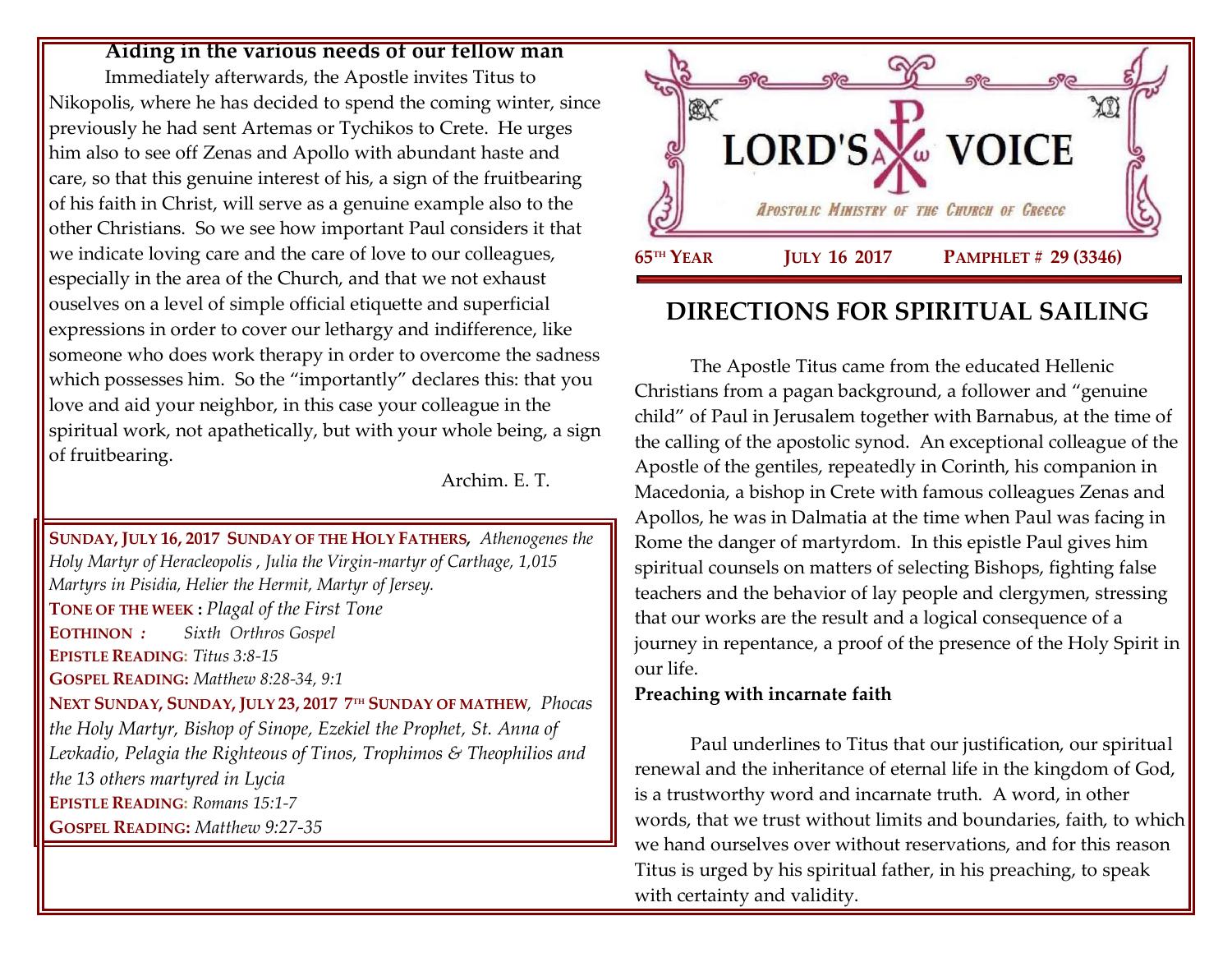**Aiding in the various needs of our fellow man**

Immediately afterwards, the Apostle invites Titus to Nikopolis, where he has decided to spend the coming winter, since previously he had sent Artemas or Tychikos to Crete. He urges him also to see off Zenas and Apollo with abundant haste and care, so that this genuine interest of his, a sign of the fruitbearing of his faith in Christ, will serve as a genuine example also to the other Christians. So we see how important Paul considers it that we indicate loving care and the care of love to our colleagues, especially in the area of the Church, and that we not exhaust ouselves on a level of simple official etiquette and superficial expressions in order to cover our lethargy and indifference, like someone who does work therapy in order to overcome the sadness which possesses him. So the "importantly" declares this: that you love and aid your neighbor, in this case your colleague in the spiritual work, not apathetically, but with your whole being, a sign of fruitbearing.

Archim. E. T.

**SUNDAY, JULY 16, 2017 SUNDAY OF THE HOLY FATHERS,** *Athenogenes the Holy Martyr of Heracleopolis , Julia the Virgin-martyr of Carthage, 1,015 Martyrs in Pisidia, Helier the Hermit, Martyr of Jersey.*
**TONE OF THE WEEK :** *Plagal of the First Tone*
**EOTHINON :** *Sixth Orthros Gospel*
**EPISTLE READING:** *Titus 3:8-15*
**GOSPEL READING:** *Matthew 8:28-34, 9:1*
**NEXT SUNDAY, SUNDAY, JULY 23, 2017 7TH SUNDAY OF MATHEW,** *Phocas the Holy Martyr, Bishop of Sinope, Ezekiel the Prophet, St. Anna of Levkadio, Pelagia the Righteous of Tinos, Trophimos & Theophilios and the 13 others martyred in Lycia*
**EPISTLE READING:** *Romans 15:1-7*
**GOSPEL READING:** *Matthew 9:27-35*

# LORD'S VOICE

*Apostolic Ministry of the Church of Greece*

**65TH YEAR** **JULY 16 2017** **PAMPHLET # 29 (3346)**

## DIRECTIONS FOR SPIRITUAL SAILING

The Apostle Titus came from the educated Hellenic Christians from a pagan background, a follower and "genuine child" of Paul in Jerusalem together with Barnabus, at the time of the calling of the apostolic synod. An exceptional colleague of the Apostle of the gentiles, repeatedly in Corinth, his companion in Macedonia, a bishop in Crete with famous colleagues Zenas and Apollos, he was in Dalmatia at the time when Paul was facing in Rome the danger of martyrdom. In this epistle Paul gives him spiritual counsels on matters of selecting Bishops, fighting false teachers and the behavior of lay people and clergymen, stressing that our works are the result and a logical consequence of a journey in repentance, a proof of the presence of the Holy Spirit in our life.

**Preaching with incarnate faith**

Paul underlines to Titus that our justification, our spiritual renewal and the inheritance of eternal life in the kingdom of God, is a trustworthy word and incarnate truth. A word, in other words, that we trust without limits and boundaries, faith, to which we hand ourselves over without reservations, and for this reason Titus is urged by his spiritual father, in his preaching, to speak with certainty and validity.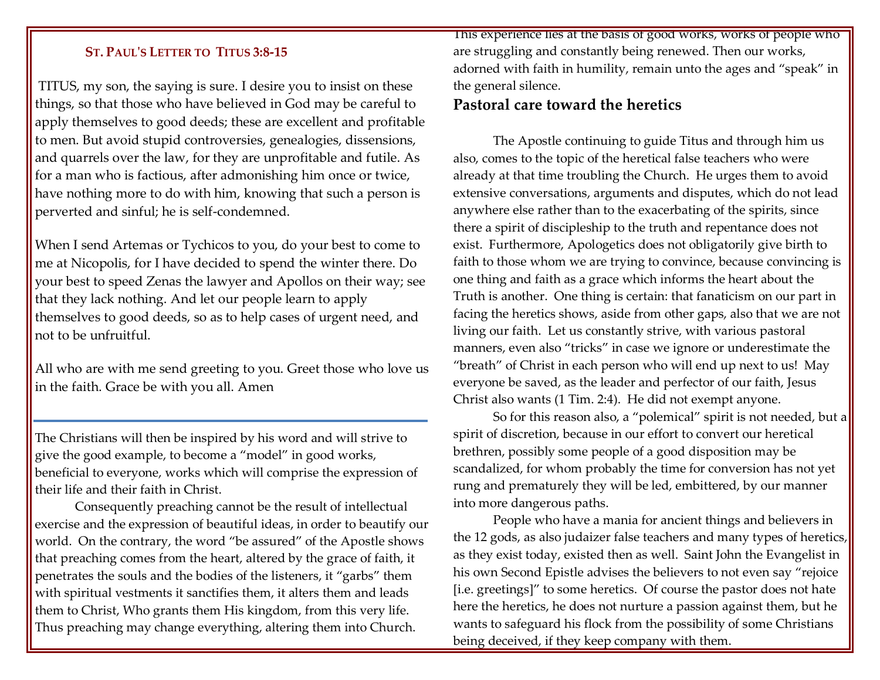### St. Paul's Letter to Titus 3:8-15

TITUS, my son, the saying is sure. I desire you to insist on these things, so that those who have believed in God may be careful to apply themselves to good deeds; these are excellent and profitable to men. But avoid stupid controversies, genealogies, dissensions, and quarrels over the law, for they are unprofitable and futile. As for a man who is factious, after admonishing him once or twice, have nothing more to do with him, knowing that such a person is perverted and sinful; he is self-condemned.

When I send Artemas or Tychicos to you, do your best to come to me at Nicopolis, for I have decided to spend the winter there. Do your best to speed Zenas the lawyer and Apollos on their way; see that they lack nothing. And let our people learn to apply themselves to good deeds, so as to help cases of urgent need, and not to be unfruitful.

All who are with me send greeting to you. Greet those who love us in the faith. Grace be with you all. Amen

---

The Christians will then be inspired by his word and will strive to give the good example, to become a "model" in good works, beneficial to everyone, works which will comprise the expression of their life and their faith in Christ.

Consequently preaching cannot be the result of intellectual exercise and the expression of beautiful ideas, in order to beautify our world. On the contrary, the word "be assured" of the Apostle shows that preaching comes from the heart, altered by the grace of faith, it penetrates the souls and the bodies of the listeners, it "garbs" them with spiritual vestments it sanctifies them, it alters them and leads them to Christ, Who grants them His kingdom, from this very life. Thus preaching may change everything, altering them into Church.

This experience lies at the basis of good works, works of people who are struggling and constantly being renewed. Then our works, adorned with faith in humility, remain unto the ages and "speak" in the general silence.

## Pastoral care toward the heretics

The Apostle continuing to guide Titus and through him us also, comes to the topic of the heretical false teachers who were already at that time troubling the Church. He urges them to avoid extensive conversations, arguments and disputes, which do not lead anywhere else rather than to the exacerbating of the spirits, since there a spirit of discipleship to the truth and repentance does not exist. Furthermore, Apologetics does not obligatorily give birth to faith to those whom we are trying to convince, because convincing is one thing and faith as a grace which informs the heart about the Truth is another. One thing is certain: that fanaticism on our part in facing the heretics shows, aside from other gaps, also that we are not living our faith. Let us constantly strive, with various pastoral manners, even also "tricks" in case we ignore or underestimate the "breath" of Christ in each person who will end up next to us! May everyone be saved, as the leader and perfector of our faith, Jesus Christ also wants (1 Tim. 2:4). He did not exempt anyone.

So for this reason also, a "polemical" spirit is not needed, but a spirit of discretion, because in our effort to convert our heretical brethren, possibly some people of a good disposition may be scandalized, for whom probably the time for conversion has not yet rung and prematurely they will be led, embittered, by our manner into more dangerous paths.

People who have a mania for ancient things and believers in the 12 gods, as also judaizer false teachers and many types of heretics, as they exist today, existed then as well. Saint John the Evangelist in his own Second Epistle advises the believers to not even say "rejoice [i.e. greetings]" to some heretics. Of course the pastor does not hate here the heretics, he does not nurture a passion against them, but he wants to safeguard his flock from the possibility of some Christians being deceived, if they keep company with them.